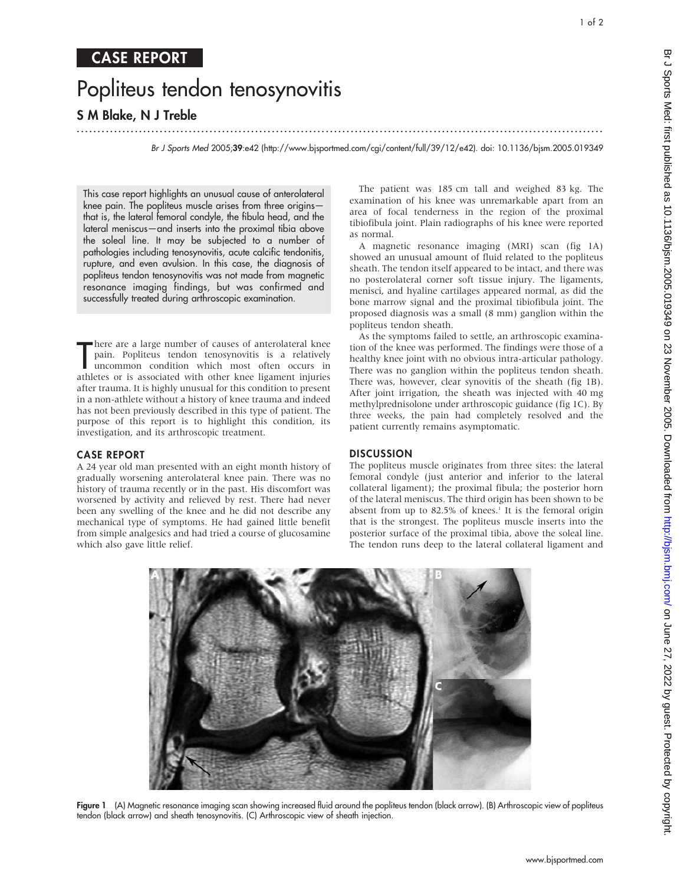# CASE REPORT

# Popliteus tendon tenosynovitis

## S M Blake, N J Treble

*Br J Sports Med* 2005;**39**:e42 (http://www.bjsportmed.com/cgi/content/full/39/12/e42). doi: 10.1136/bjsm.2005.019349

This case report highlights an unusual cause of anterolateral knee pain. The popliteus muscle arises from three origins—that is, the lateral femoral condyle, the fibula head, and the lateral meniscus—and inserts into the proximal tibia above the soleal line. It may be subjected to a number of pathologies including tenosynovitis, acute calcific tendonitis, rupture, and even avulsion. In this case, the diagnosis of popliteus tendon tenosynovitis was not made from magnetic resonance imaging findings, but was confirmed and successfully treated during arthroscopic examination.

There are a large number of causes of anterolateral knee pain. Popliteus tendon tenosynovitis is a relatively uncommon condition which most often occurs in athletes or is associated with other knee ligament injuries after trauma. It is highly unusual for this condition to present in a non-athlete without a history of knee trauma and indeed has not been previously described in this type of patient. The purpose of this report is to highlight this condition, its investigation, and its arthroscopic treatment.

## CASE REPORT

A 24 year old man presented with an eight month history of gradually worsening anterolateral knee pain. There was no history of trauma recently or in the past. His discomfort was worsened by activity and relieved by rest. There had never been any swelling of the knee and he did not describe any mechanical type of symptoms. He had gained little benefit from simple analgesics and had tried a course of glucosamine which also gave little relief.

The patient was 185 cm tall and weighed 83 kg. The examination of his knee was unremarkable apart from an area of focal tenderness in the region of the proximal tibiofibula joint. Plain radiographs of his knee were reported as normal.

A magnetic resonance imaging (MRI) scan (fig 1A) showed an unusual amount of fluid related to the popliteus sheath. The tendon itself appeared to be intact, and there was no posterolateral corner soft tissue injury. The ligaments, menisci, and hyaline cartilages appeared normal, as did the bone marrow signal and the proximal tibiofibula joint. The proposed diagnosis was a small (8 mm) ganglion within the popliteus tendon sheath.

As the symptoms failed to settle, an arthroscopic examination of the knee was performed. The findings were those of a healthy knee joint with no obvious intra-articular pathology. There was no ganglion within the popliteus tendon sheath. There was, however, clear synovitis of the sheath (fig 1B). After joint irrigation, the sheath was injected with 40 mg methylprednisolone under arthroscopic guidance (fig 1C). By three weeks, the pain had completely resolved and the patient currently remains asymptomatic.

## DISCUSSION

The popliteus muscle originates from three sites: the lateral femoral condyle (just anterior and inferior to the lateral collateral ligament); the proximal fibula; the posterior horn of the lateral meniscus. The third origin has been shown to be absent from up to 82.5% of knees.[1] It is the femoral origin that is the strongest. The popliteus muscle inserts into the posterior surface of the proximal tibia, above the soleal line. The tendon runs deep to the lateral collateral ligament and

**Figure 1** (A) Magnetic resonance imaging scan showing increased fluid around the popliteus tendon (black arrow). (B) Arthroscopic view of popliteus tendon (black arrow) and sheath tenosynovitis. (C) Arthroscopic view of sheath injection.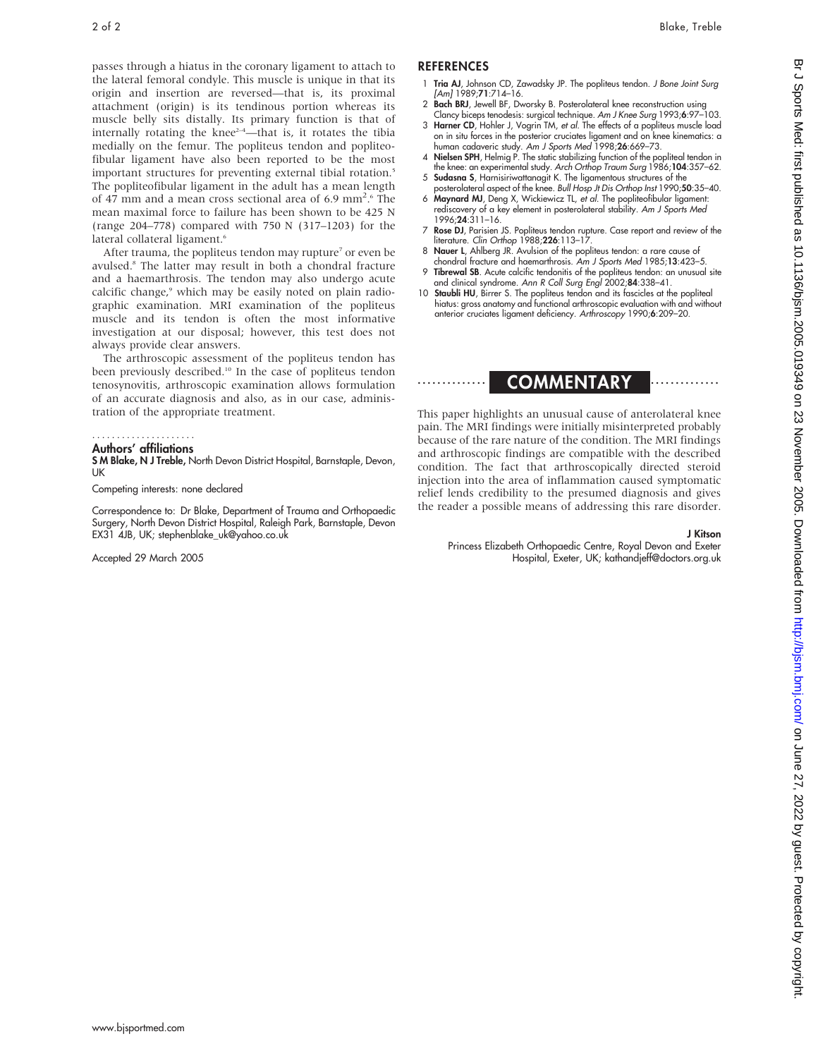passes through a hiatus in the coronary ligament to attach to the lateral femoral condyle. This muscle is unique in that its origin and insertion are reversed—that is, its proximal attachment (origin) is its tendinous portion whereas its muscle belly sits distally. Its primary function is that of internally rotating the knee[2–4]—that is, it rotates the tibia medially on the femur. The popliteus tendon and popliteofibular ligament have also been reported to be the most important structures for preventing external tibial rotation.[5] The popliteofibular ligament in the adult has a mean length of 47 mm and a mean cross sectional area of 6.9 $mm^2$.[6] The mean maximal force to failure has been shown to be 425 N (range 204–778) compared with 750 N (317–1203) for the lateral collateral ligament.[6]

After trauma, the popliteus tendon may rupture[7] or even be avulsed.[8] The latter may result in both a chondral fracture and a haemarthrosis. The tendon may also undergo acute calcific change,[9] which may be easily noted on plain radiographic examination. MRI examination of the popliteus muscle and its tendon is often the most informative investigation at our disposal; however, this test does not always provide clear answers.

The arthroscopic assessment of the popliteus tendon has been previously described.[10] In the case of popliteus tendon tenosynovitis, arthroscopic examination allows formulation of an accurate diagnosis and also, as in our case, administration of the appropriate treatment.

### Authors' affiliations

**S M Blake, N J Treble,** North Devon District Hospital, Barnstaple, Devon, UK

Competing interests: none declared

Correspondence to: Dr Blake, Department of Trauma and Orthopaedic Surgery, North Devon District Hospital, Raleigh Park, Barnstaple, Devon EX31 4JB, UK; stephenblake_uk@yahoo.co.uk

Accepted 29 March 2005

## REFERENCES

1. **Tria AJ**, Johnson CD, Zawadsky JP. The popliteus tendon. *J Bone Joint Surg [Am]* 1989;**71**:714–16.
2. **Bach BRJ**, Jewell BF, Dworsky B. Posterolateral knee reconstruction using Clancy biceps tenodesis: surgical technique. *Am J Knee Surg* 1993;**6**:97–103.
3. **Harner CD**, Hohler J, Vogrin TM, *et al*. The effects of a popliteus muscle load on in situ forces in the posterior cruciates ligament and on knee kinematics: a human cadaveric study. *Am J Sports Med* 1998;**26**:669–73.
4. **Nielsen SPH**, Helmig P. The static stabilizing function of the popliteal tendon in the knee: an experimental study. *Arch Orthop Traum Surg* 1986;**104**:357–62.
5. **Sudasna S**, Harnisiriwattanagit K. The ligamentous structures of the posterolateral aspect of the knee. *Bull Hosp Jt Dis Orthop Inst* 1990;**50**:35–40.
6. **Maynard MJ**, Deng X, Wickiewicz TL, *et al*. The popliteofibular ligament: rediscovery of a key element in posterolateral stability. *Am J Sports Med* 1996;**24**:311–16.
7. **Rose DJ**, Parisien JS. Popliteus tendon rupture. Case report and review of the literature. *Clin Orthop* 1988;**226**:113–17.
8. **Nauer L**, Ahlberg JR. Avulsion of the popliteus tendon: a rare cause of chondral fracture and haemarthrosis. *Am J Sports Med* 1985;**13**:423–5.
9. **Tibrewal SB**. Acute calcific tendonitis of the popliteus tendon: an unusual site and clinical syndrome. *Ann R Coll Surg Engl* 2002;**84**:338–41.
10. **Staubli HU**, Birrer S. The popliteus tendon and its fascicles at the popliteal hiatus: gross anatomy and functional arthroscopic evaluation with and without anterior cruciates ligament deficiency. *Arthroscopy* 1990;**6**:209–20.

## COMMENTARY

This paper highlights an unusual cause of anterolateral knee pain. The MRI findings were initially misinterpreted probably because of the rare nature of the condition. The MRI findings and arthroscopic findings are compatible with the described condition. The fact that arthroscopically directed steroid injection into the area of inflammation caused symptomatic relief lends credibility to the presumed diagnosis and gives the reader a possible means of addressing this rare disorder.

**J Kitson**
Princess Elizabeth Orthopaedic Centre, Royal Devon and Exeter Hospital, Exeter, UK; kathandjeff@doctors.org.uk